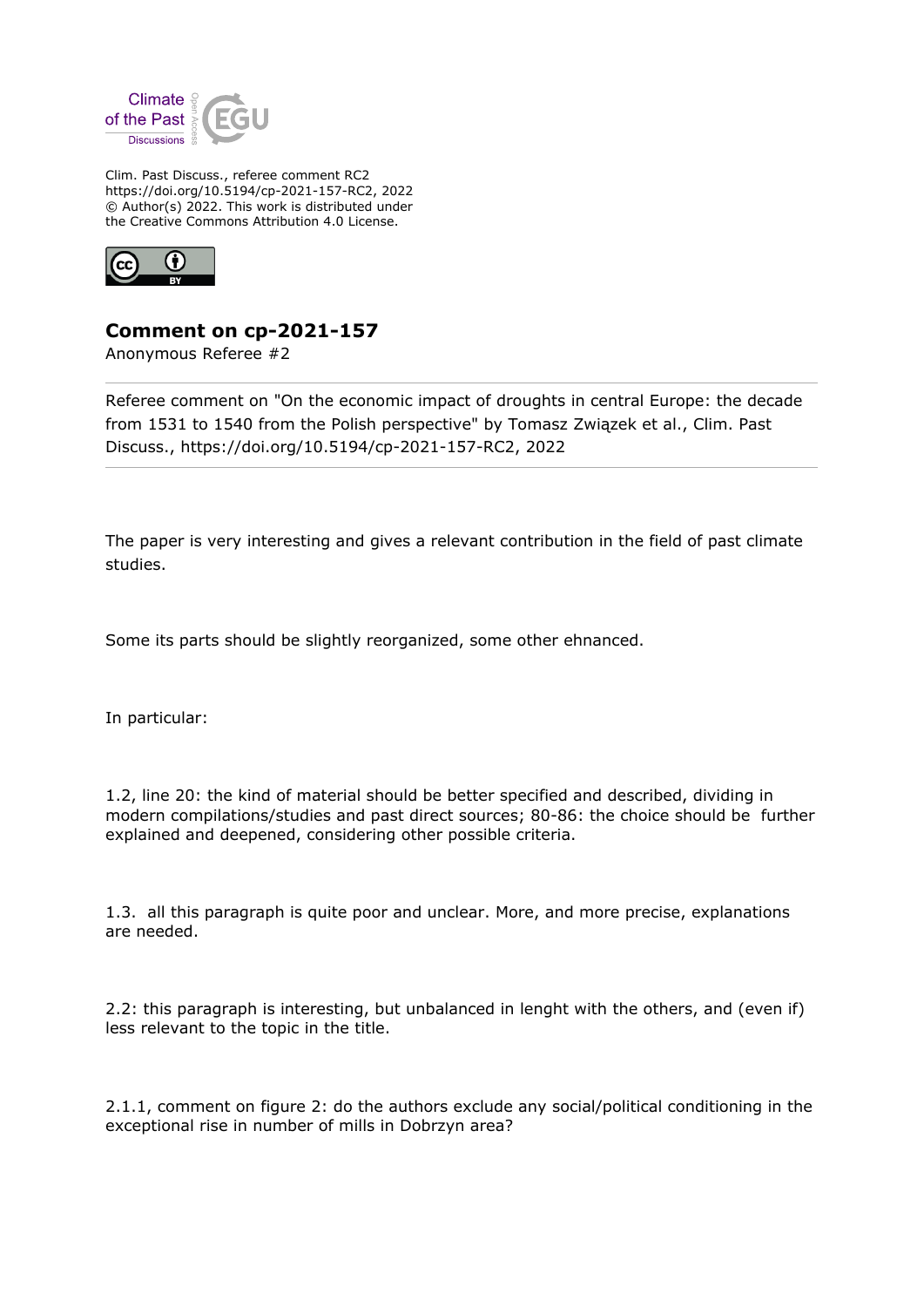Clim. Past Discuss., referee comment RC2
https://doi.org/10.5194/cp-2021-157-RC2, 2022
© Author(s) 2022. This work is distributed under
the Creative Commons Attribution 4.0 License.

## Comment on cp-2021-157

Anonymous Referee #2

Referee comment on "On the economic impact of droughts in central Europe: the decade from 1531 to 1540 from the Polish perspective" by Tomasz Związek et al., Clim. Past Discuss., https://doi.org/10.5194/cp-2021-157-RC2, 2022

The paper is very interesting and gives a relevant contribution in the field of past climate studies.

Some its parts should be slightly reorganized, some other ehnanced.

In particular:

1.2, line 20: the kind of material should be better specified and described, dividing in modern compilations/studies and past direct sources; 80-86: the choice should be further explained and deepened, considering other possible criteria.

1.3. all this paragraph is quite poor and unclear. More, and more precise, explanations are needed.

2.2: this paragraph is interesting, but unbalanced in lenght with the others, and (even if) less relevant to the topic in the title.

2.1.1, comment on figure 2: do the authors exclude any social/political conditioning in the exceptional rise in number of mills in Dobrzyn area?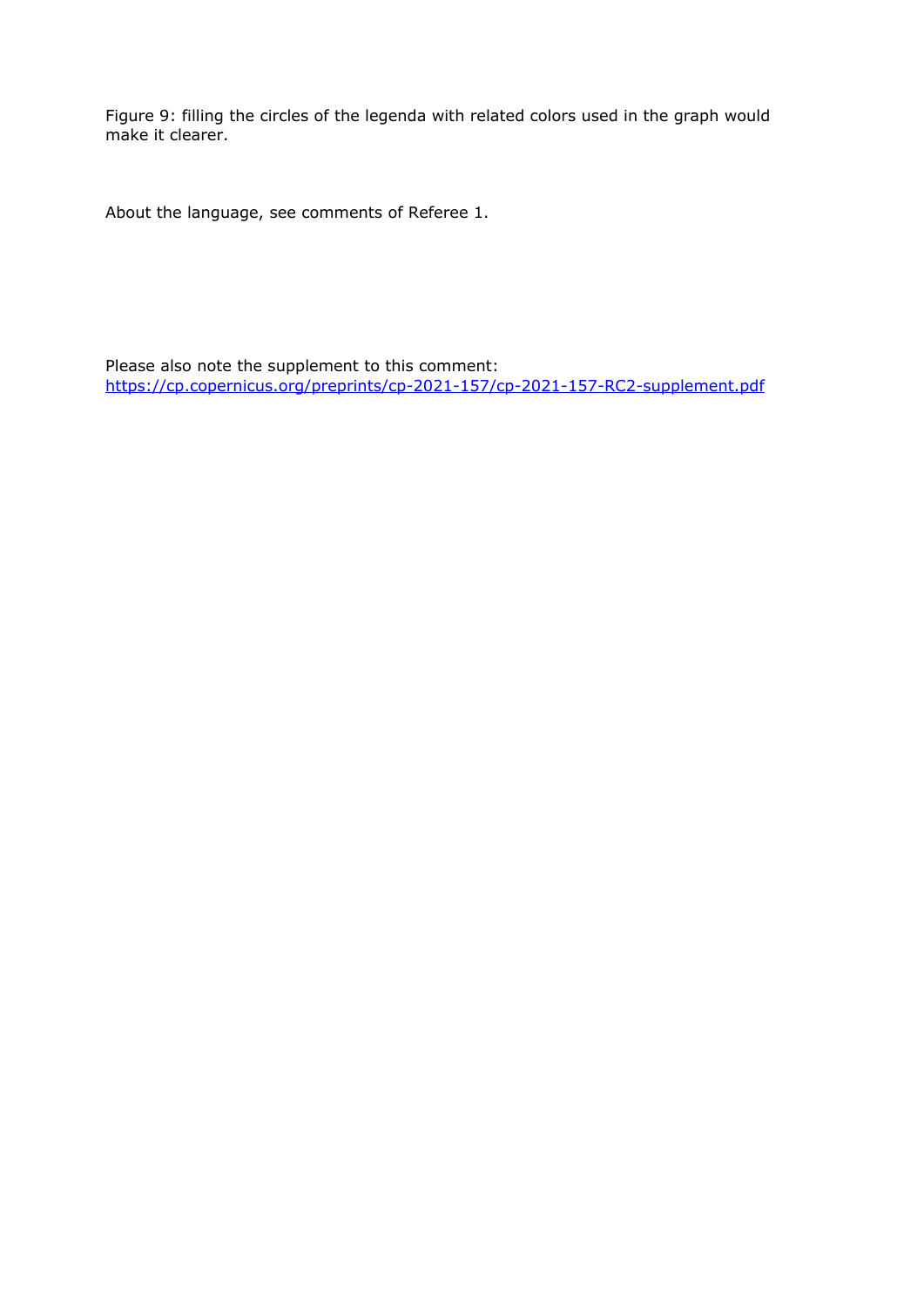Figure 9: filling the circles of the legenda with related colors used in the graph would make it clearer.

About the language, see comments of Referee 1.

Please also note the supplement to this comment:
https://cp.copernicus.org/preprints/cp-2021-157/cp-2021-157-RC2-supplement.pdf